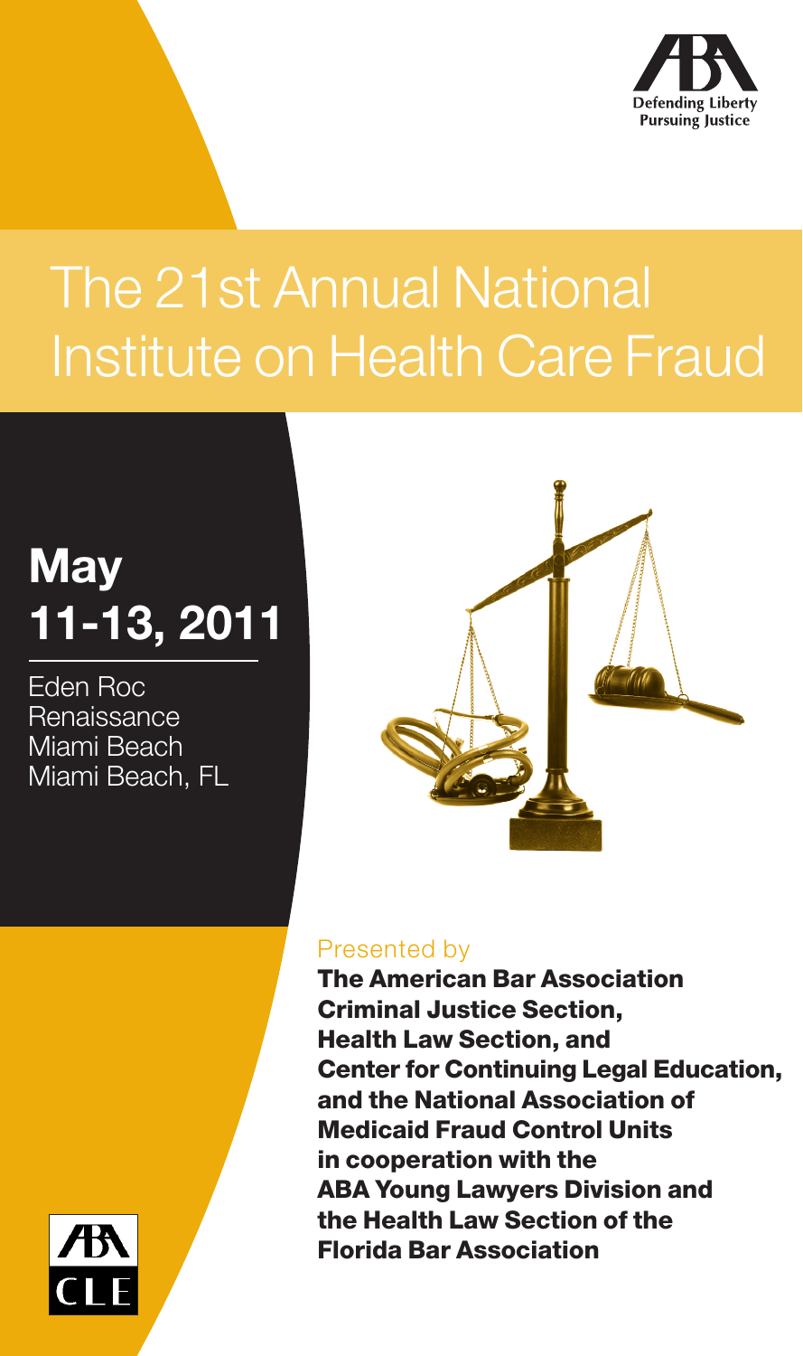Defending Liberty
Pursuing Justice

# The 21st Annual National Institute on Health Care Fraud

## May 11-13, 2011

Eden Roc Renaissance Miami Beach
Miami Beach, FL

Presented by

**The American Bar Association Criminal Justice Section, Health Law Section, and Center for Continuing Legal Education, and the National Association of Medicaid Fraud Control Units in cooperation with the ABA Young Lawyers Division and the Health Law Section of the Florida Bar Association**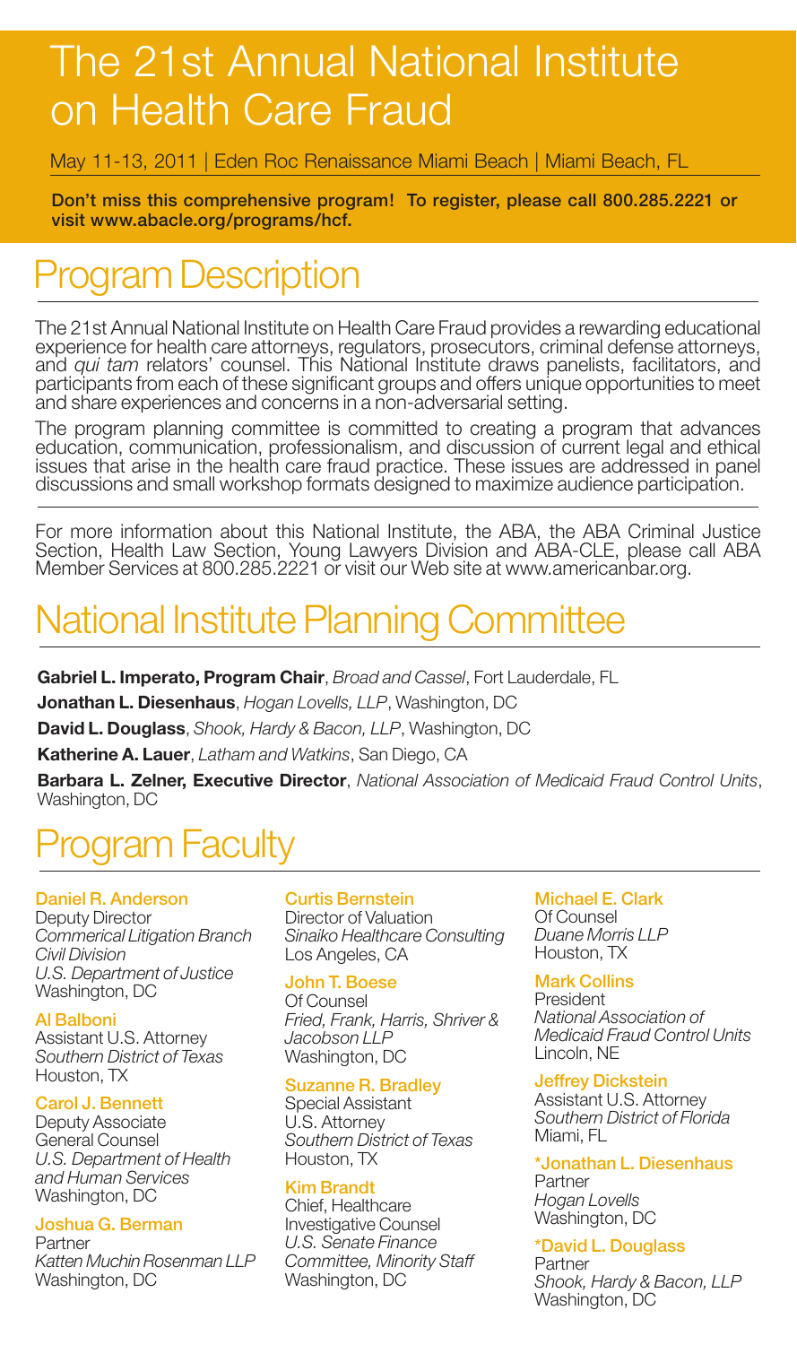# The 21st Annual National Institute on Health Care Fraud

May 11-13, 2011 | Eden Roc Renaissance Miami Beach | Miami Beach, FL

**Don't miss this comprehensive program! To register, please call 800.285.2221 or visit www.abacle.org/programs/hcf.**

## Program Description

The 21st Annual National Institute on Health Care Fraud provides a rewarding educational experience for health care attorneys, regulators, prosecutors, criminal defense attorneys, and *qui tam* relators' counsel. This National Institute draws panelists, facilitators, and participants from each of these significant groups and offers unique opportunities to meet and share experiences and concerns in a non-adversarial setting.

The program planning committee is committed to creating a program that advances education, communication, professionalism, and discussion of current legal and ethical issues that arise in the health care fraud practice. These issues are addressed in panel discussions and small workshop formats designed to maximize audience participation.

For more information about this National Institute, the ABA, the ABA Criminal Justice Section, Health Law Section, Young Lawyers Division and ABA-CLE, please call ABA Member Services at 800.285.2221 or visit our Web site at www.americanbar.org.

## National Institute Planning Committee

**Gabriel L. Imperato, Program Chair**, *Broad and Cassel*, Fort Lauderdale, FL

**Jonathan L. Diesenhaus**, *Hogan Lovells, LLP*, Washington, DC

**David L. Douglass**, *Shook, Hardy & Bacon, LLP*, Washington, DC

**Katherine A. Lauer**, *Latham and Watkins*, San Diego, CA

**Barbara L. Zelner, Executive Director**, *National Association of Medicaid Fraud Control Units*, Washington, DC

## Program Faculty

**Daniel R. Anderson**
Deputy Director
*Commerical Litigation Branch*
*Civil Division*
*U.S. Department of Justice*
Washington, DC

**Al Balboni**
Assistant U.S. Attorney
*Southern District of Texas*
Houston, TX

**Carol J. Bennett**
Deputy Associate
General Counsel
*U.S. Department of Health and Human Services*
Washington, DC

**Joshua G. Berman**
Partner
*Katten Muchin Rosenman LLP*
Washington, DC

**Curtis Bernstein**
Director of Valuation
*Sinaiko Healthcare Consulting*
Los Angeles, CA

**John T. Boese**
Of Counsel
*Fried, Frank, Harris, Shriver & Jacobson LLP*
Washington, DC

**Suzanne R. Bradley**
Special Assistant
U.S. Attorney
*Southern District of Texas*
Houston, TX

**Kim Brandt**
Chief, Healthcare
Investigative Counsel
*U.S. Senate Finance Committee, Minority Staff*
Washington, DC

**Michael E. Clark**
Of Counsel
*Duane Morris LLP*
Houston, TX

**Mark Collins**
President
*National Association of Medicaid Fraud Control Units*
Lincoln, NE

**Jeffrey Dickstein**
Assistant U.S. Attorney
*Southern District of Florida*
Miami, FL

**\*Jonathan L. Diesenhaus**
Partner
*Hogan Lovells*
Washington, DC

**\*David L. Douglass**
Partner
*Shook, Hardy & Bacon, LLP*
Washington, DC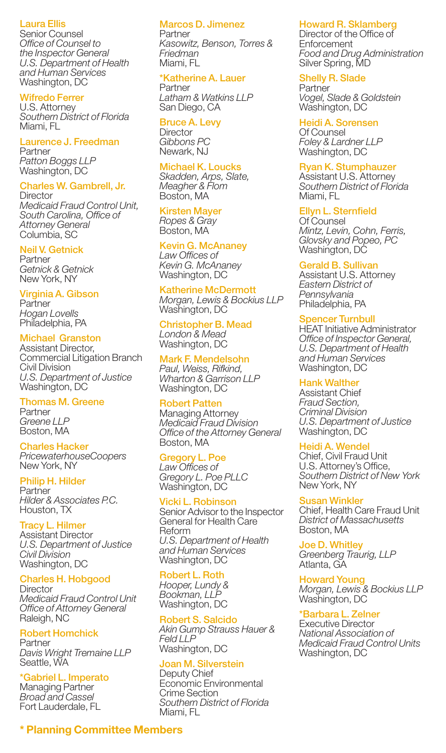**Laura Ellis**
Senior Counsel
*Office of Counsel to the Inspector General*
*U.S. Department of Health and Human Services*
Washington, DC

**Wifredo Ferrer**
U.S. Attorney
*Southern District of Florida*
Miami, FL

**Laurence J. Freedman**
Partner
*Patton Boggs LLP*
Washington, DC

**Charles W. Gambrell, Jr.**
Director
*Medicaid Fraud Control Unit, South Carolina, Office of Attorney General*
Columbia, SC

**Neil V. Getnick**
Partner
*Getnick & Getnick*
New York, NY

**Virginia A. Gibson**
Partner
*Hogan Lovells*
Philadelphia, PA

**Michael Granston**
Assistant Director, Commercial Litigation Branch
Civil Division
*U.S. Department of Justice*
Washington, DC

**Thomas M. Greene**
Partner
*Greene LLP*
Boston, MA

**Charles Hacker**
*PricewaterhouseCoopers*
New York, NY

**Philip H. Hilder**
Partner
*Hilder & Associates P.C.*
Houston, TX

**Tracy L. Hilmer**
Assistant Director
*U.S. Department of Justice*
*Civil Division*
Washington, DC

**Charles H. Hobgood**
Director
*Medicaid Fraud Control Unit*
*Office of Attorney General*
Raleigh, NC

**Robert Homchick**
Partner
*Davis Wright Tremaine LLP*
Seattle, WA

**\*Gabriel L. Imperato**
Managing Partner
*Broad and Cassel*
Fort Lauderdale, FL

**Marcos D. Jimenez**
Partner
*Kasowitz, Benson, Torres & Friedman*
Miami, FL

**\*Katherine A. Lauer**
Partner
*Latham & Watkins LLP*
San Diego, CA

**Bruce A. Levy**
Director
*Gibbons PC*
Newark, NJ

**Michael K. Loucks**
*Skadden, Arps, Slate, Meagher & Flom*
Boston, MA

**Kirsten Mayer**
*Ropes & Gray*
Boston, MA

**Kevin G. McAnaney**
*Law Offices of Kevin G. McAnaney*
Washington, DC

**Katherine McDermott**
*Morgan, Lewis & Bockius LLP*
Washington, DC

**Christopher B. Mead**
*London & Mead*
Washington, DC

**Mark F. Mendelsohn**
*Paul, Weiss, Rifkind, Wharton & Garrison LLP*
Washington, DC

**Robert Patten**
Managing Attorney
*Medicaid Fraud Division*
*Office of the Attorney General*
Boston, MA

**Gregory L. Poe**
*Law Offices of Gregory L. Poe PLLC*
Washington, DC

**Vicki L. Robinson**
Senior Advisor to the Inspector General for Health Care Reform
*U.S. Department of Health and Human Services*
Washington, DC

**Robert L. Roth**
*Hooper, Lundy & Bookman, LLP*
Washington, DC

**Robert S. Salcido**
*Akin Gump Strauss Hauer & Feld LLP*
Washington, DC

**Joan M. Silverstein**
Deputy Chief
Economic Environmental Crime Section
*Southern District of Florida*
Miami, FL

**Howard R. Sklamberg**
Director of the Office of Enforcement
*Food and Drug Administration*
Silver Spring, MD

**Shelly R. Slade**
Partner
*Vogel, Slade & Goldstein*
Washington, DC

**Heidi A. Sorensen**
Of Counsel
*Foley & Lardner LLP*
Washington, DC

**Ryan K. Stumphauzer**
Assistant U.S. Attorney
*Southern District of Florida*
Miami, FL

**Ellyn L. Sternfield**
Of Counsel
*Mintz, Levin, Cohn, Ferris, Glovsky and Popeo, PC*
Washington, DC

**Gerald B. Sullivan**
Assistant U.S. Attorney
*Eastern District of Pennsylvania*
Philadelphia, PA

**Spencer Turnbull**
HEAT Initiative Administrator
*Office of Inspector General, U.S. Department of Health and Human Services*
Washington, DC

**Hank Walther**
Assistant Chief
*Fraud Section, Criminal Division*
*U.S. Department of Justice*
Washington, DC

**Heidi A. Wendel**
Chief, Civil Fraud Unit
U.S. Attorney's Office,
*Southern District of New York*
New York, NY

**Susan Winkler**
Chief, Health Care Fraud Unit
*District of Massachusetts*
Boston, MA

**Joe D. Whitley**
*Greenberg Traurig, LLP*
Atlanta, GA

**Howard Young**
*Morgan, Lewis & Bockius LLP*
Washington, DC

**\*Barbara L. Zelner**
Executive Director
*National Association of Medicaid Fraud Control Units*
Washington, DC

**\* Planning Committee Members**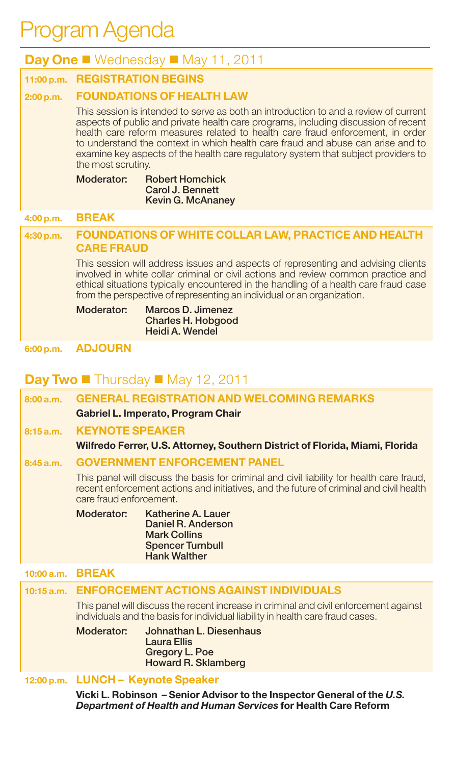# Program Agenda

## Day One ■ Wednesday ■ May 11, 2011

**11:00 p.m.** **REGISTRATION BEGINS**

**2:00 p.m.** **FOUNDATIONS OF HEALTH LAW**

This session is intended to serve as both an introduction to and a review of current aspects of public and private health care programs, including discussion of recent health care reform measures related to health care fraud enforcement, in order to understand the context in which health care fraud and abuse can arise and to examine key aspects of the health care regulatory system that subject providers to the most scrutiny.

**Moderator:** **Robert Homchick**
**Carol J. Bennett**
**Kevin G. McAnaney**

**4:00 p.m.** **BREAK**

**4:30 p.m.** **FOUNDATIONS OF WHITE COLLAR LAW, PRACTICE AND HEALTH CARE FRAUD**

This session will address issues and aspects of representing and advising clients involved in white collar criminal or civil actions and review common practice and ethical situations typically encountered in the handling of a health care fraud case from the perspective of representing an individual or an organization.

**Moderator:** **Marcos D. Jimenez**
**Charles H. Hobgood**
**Heidi A. Wendel**

**6:00 p.m.** **ADJOURN**

## Day Two ■ Thursday ■ May 12, 2011

**8:00 a.m.** **GENERAL REGISTRATION AND WELCOMING REMARKS**

**Gabriel L. Imperato, Program Chair**

**8:15 a.m.** **KEYNOTE SPEAKER**

**Wilfredo Ferrer, U.S. Attorney, Southern District of Florida, Miami, Florida**

**8:45 a.m.** **GOVERNMENT ENFORCEMENT PANEL**

This panel will discuss the basis for criminal and civil liability for health care fraud, recent enforcement actions and initiatives, and the future of criminal and civil health care fraud enforcement.

**Moderator:** **Katherine A. Lauer**
**Daniel R. Anderson**
**Mark Collins**
**Spencer Turnbull**
**Hank Walther**

**10:00 a.m.** **BREAK**

**10:15 a.m.** **ENFORCEMENT ACTIONS AGAINST INDIVIDUALS**

This panel will discuss the recent increase in criminal and civil enforcement against individuals and the basis for individual liability in health care fraud cases.

**Moderator:** **Johnathan L. Diesenhaus**
**Laura Ellis**
**Gregory L. Poe**
**Howard R. Sklamberg**

**12:00 p.m.** **LUNCH – Keynote Speaker**

**Vicki L. Robinson – Senior Advisor to the Inspector General of the *U.S. Department of Health and Human Services* for Health Care Reform**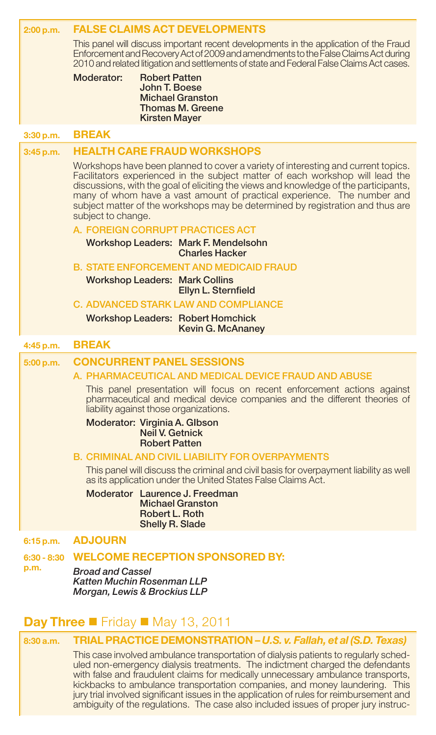**2:00 p.m.** **FALSE CLAIMS ACT DEVELOPMENTS**

This panel will discuss important recent developments in the application of the Fraud Enforcement and Recovery Act of 2009 and amendments to the False Claims Act during 2010 and related litigation and settlements of state and Federal False Claims Act cases.

**Moderator:** **Robert Patten**
**John T. Boese**
**Michael Granston**
**Thomas M. Greene**
**Kirsten Mayer**

**3:30 p.m.** **BREAK**

**3:45 p.m.** **HEALTH CARE FRAUD WORKSHOPS**

Workshops have been planned to cover a variety of interesting and current topics. Facilitators experienced in the subject matter of each workshop will lead the discussions, with the goal of eliciting the views and knowledge of the participants, many of whom have a vast amount of practical experience. The number and subject matter of the workshops may be determined by registration and thus are subject to change.

A. FOREIGN CORRUPT PRACTICES ACT

**Workshop Leaders:** **Mark F. Mendelsohn**
**Charles Hacker**

B. STATE ENFORCEMENT AND MEDICAID FRAUD

**Workshop Leaders:** **Mark Collins**
**Ellyn L. Sternfield**

C. ADVANCED STARK LAW AND COMPLIANCE

**Workshop Leaders:** **Robert Homchick**
**Kevin G. McAnaney**

**4:45 p.m.** **BREAK**

**5:00 p.m.** **CONCURRENT PANEL SESSIONS**

A. PHARMACEUTICAL AND MEDICAL DEVICE FRAUD AND ABUSE

This panel presentation will focus on recent enforcement actions against pharmaceutical and medical device companies and the different theories of liability against those organizations.

**Moderator:** **Virginia A. GIbson**
**Neil V. Getnick**
**Robert Patten**

B. CRIMINAL AND CIVIL LIABILITY FOR OVERPAYMENTS

This panel will discuss the criminal and civil basis for overpayment liability as well as its application under the United States False Claims Act.

**Moderator** **Laurence J. Freedman**
**Michael Granston**
**Robert L. Roth**
**Shelly R. Slade**

**6:15 p.m.** **ADJOURN**

**6:30 - 8:30 p.m.** **WELCOME RECEPTION SPONSORED BY:**

*Broad and Cassel*
*Katten Muchin Rosenman LLP*
*Morgan, Lewis & Brockius LLP*

## Day Three ■ Friday ■ May 13, 2011

**8:30 a.m.** **TRIAL PRACTICE DEMONSTRATION –** ***U.S. v. Fallah, et al (S.D. Texas)***

This case involved ambulance transportation of dialysis patients to regularly scheduled non-emergency dialysis treatments. The indictment charged the defendants with false and fraudulent claims for medically unnecessary ambulance transports, kickbacks to ambulance transportation companies, and money laundering. This jury trial involved significant issues in the application of rules for reimbursement and ambiguity of the regulations. The case also included issues of proper jury instruc-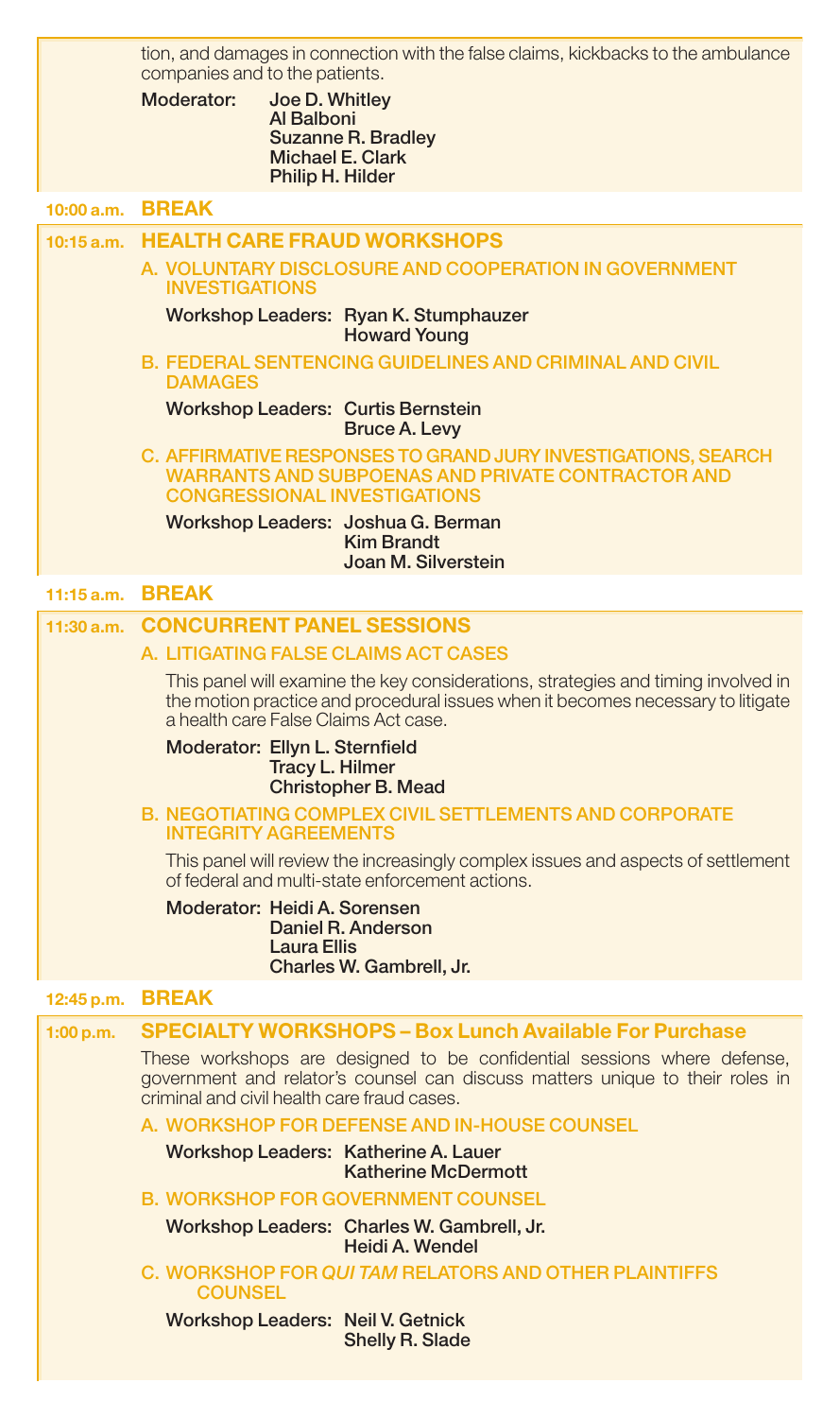tion, and damages in connection with the false claims, kickbacks to the ambulance companies and to the patients.

**Moderator:** **Joe D. Whitley**
**Al Balboni**
**Suzanne R. Bradley**
**Michael E. Clark**
**Philip H. Hilder**

**10:00 a.m.** **BREAK**

**10:15 a.m.** **HEALTH CARE FRAUD WORKSHOPS**

A. VOLUNTARY DISCLOSURE AND COOPERATION IN GOVERNMENT INVESTIGATIONS

**Workshop Leaders:** **Ryan K. Stumphauzer**
**Howard Young**

B. FEDERAL SENTENCING GUIDELINES AND CRIMINAL AND CIVIL DAMAGES

**Workshop Leaders:** **Curtis Bernstein**
**Bruce A. Levy**

C. AFFIRMATIVE RESPONSES TO GRAND JURY INVESTIGATIONS, SEARCH WARRANTS AND SUBPOENAS AND PRIVATE CONTRACTOR AND CONGRESSIONAL INVESTIGATIONS

**Workshop Leaders:** **Joshua G. Berman**
**Kim Brandt**
**Joan M. Silverstein**

**11:15 a.m.** **BREAK**

**11:30 a.m.** **CONCURRENT PANEL SESSIONS**

A. LITIGATING FALSE CLAIMS ACT CASES

This panel will examine the key considerations, strategies and timing involved in the motion practice and procedural issues when it becomes necessary to litigate a health care False Claims Act case.

**Moderator:** **Ellyn L. Sternfield**
**Tracy L. Hilmer**
**Christopher B. Mead**

B. NEGOTIATING COMPLEX CIVIL SETTLEMENTS AND CORPORATE INTEGRITY AGREEMENTS

This panel will review the increasingly complex issues and aspects of settlement of federal and multi-state enforcement actions.

**Moderator:** **Heidi A. Sorensen**
**Daniel R. Anderson**
**Laura Ellis**
**Charles W. Gambrell, Jr.**

**12:45 p.m.** **BREAK**

**1:00 p.m.** **SPECIALTY WORKSHOPS – Box Lunch Available For Purchase**

These workshops are designed to be confidential sessions where defense, government and relator's counsel can discuss matters unique to their roles in criminal and civil health care fraud cases.

A. WORKSHOP FOR DEFENSE AND IN-HOUSE COUNSEL

**Workshop Leaders:** **Katherine A. Lauer**
**Katherine McDermott**

B. WORKSHOP FOR GOVERNMENT COUNSEL

**Workshop Leaders:** **Charles W. Gambrell, Jr.**
**Heidi A. Wendel**

C. WORKSHOP FOR *QUI TAM* RELATORS AND OTHER PLAINTIFFS COUNSEL

**Workshop Leaders:** **Neil V. Getnick**
**Shelly R. Slade**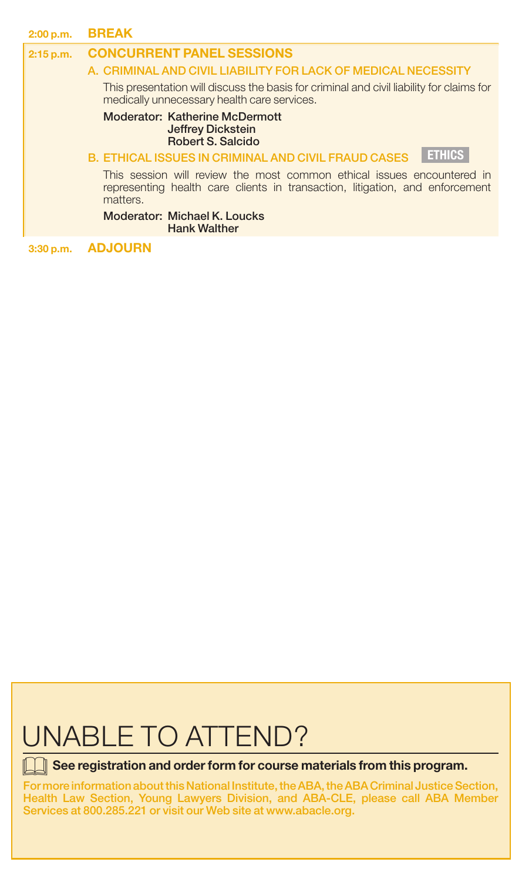**2:00 p.m.** **BREAK**

**2:15 p.m.** **CONCURRENT PANEL SESSIONS**

**A. CRIMINAL AND CIVIL LIABILITY FOR LACK OF MEDICAL NECESSITY**

This presentation will discuss the basis for criminal and civil liability for claims for medically unnecessary health care services.

**Moderator:** **Katherine McDermott**
**Jeffrey Dickstein**
**Robert S. Salcido**

**B. ETHICAL ISSUES IN CRIMINAL AND CIVIL FRAUD CASES** ETHICS

This session will review the most common ethical issues encountered in representing health care clients in transaction, litigation, and enforcement matters.

**Moderator:** **Michael K. Loucks**
**Hank Walther**

**3:30 p.m.** **ADJOURN**

# UNABLE TO ATTEND?

**See registration and order form for course materials from this program.**

For more information about this National Institute, the ABA, the ABA Criminal Justice Section, Health Law Section, Young Lawyers Division, and ABA-CLE, please call ABA Member Services at 800.285.221 or visit our Web site at www.abacle.org.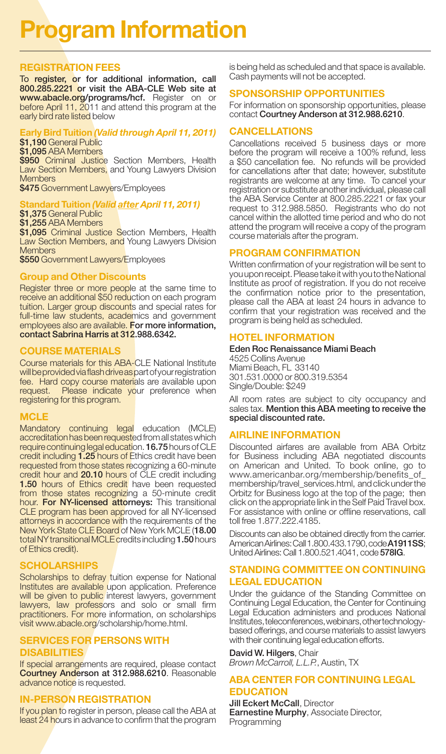# Program Information

## REGISTRATION FEES

To **register, or for additional information, call 800.285.2221 or visit the ABA-CLE Web site at www.abacle.org/programs/hcf.** Register on or before April 11, 2011 and attend this program at the early bird rate listed below

### Early Bird Tuition *(Valid through April 11, 2011)*

**$1,190** General Public
**$1,095** ABA Members
**$950** Criminal Justice Section Members, Health Law Section Members, and Young Lawyers Division Members
**$475** Government Lawyers/Employees

### Standard Tuition *(Valid after April 11, 2011)*

**$1,375** General Public
**$1,255** ABA Members
**$1,095** Criminal Justice Section Members, Health Law Section Members, and Young Lawyers Division Members
**$550** Government Lawyers/Employees

### Group and Other Discounts

Register three or more people at the same time to receive an additional $50 reduction on each program tuition. Larger group discounts and special rates for full-time law students, academics and government employees also are available. **For more information, contact Sabrina Harris at 312.988.6342.**

## COURSE MATERIALS

Course materials for this ABA-CLE National Institute will be provided via flash drive as part of your registration fee. Hard copy course materials are available upon request. Please indicate your preference when registering for this program.

## MCLE

Mandatory continuing legal education (MCLE) accreditation has been requested from all states which require continuing legal education. **16.75** hours of CLE credit including **1.25** hours of Ethics credit have been requested from those states recognizing a 60-minute credit hour and **20.10** hours of CLE credit including **1.50** hours of Ethics credit have been requested from those states recognizing a 50-minute credit hour. **For NY-licensed attorneys:** This transitional CLE program has been approved for all NY-licensed attorneys in accordance with the requirements of the New York State CLE Board of New York MCLE (**18.00** total NY transitional MCLE credits including **1.50** hours of Ethics credit).

## SCHOLARSHIPS

Scholarships to defray tuition expense for National Institutes are available upon application. Preference will be given to public interest lawyers, government lawyers, law professors and solo or small firm practitioners. For more information, on scholarships visit www.abacle.org/scholarship/home.html.

## SERVICES FOR PERSONS WITH DISABILITIES

If special arrangements are required, please contact **Courtney Anderson at 312.988.6210**. Reasonable advance notice is requested.

## IN-PERSON REGISTRATION

If you plan to register in person, please call the ABA at least 24 hours in advance to confirm that the program is being held as scheduled and that space is available. Cash payments will not be accepted.

## SPONSORSHIP OPPORTUNITIES

For information on sponsorship opportunities, please contact **Courtney Anderson at 312.988.6210**.

## CANCELLATIONS

Cancellations received 5 business days or more before the program will receive a 100% refund, less a $50 cancellation fee. No refunds will be provided for cancellations after that date; however, substitute registrants are welcome at any time. To cancel your registration or substitute another individual, please call the ABA Service Center at 800.285.2221 or fax your request to 312.988.5850. Registrants who do not cancel within the allotted time period and who do not attend the program will receive a copy of the program course materials after the program.

## PROGRAM CONFIRMATION

Written confirmation of your registration will be sent to you upon receipt. Please take it with you to the National Institute as proof of registration. If you do not receive the confirmation notice prior to the presentation, please call the ABA at least 24 hours in advance to confirm that your registration was received and the program is being held as scheduled.

## HOTEL INFORMATION

**Eden Roc Renaissance Miami Beach**
4525 Collins Avenue
Miami Beach, FL 33140
301.531.0000 or 800.319.5354
Single/Double: $249

All room rates are subject to city occupancy and sales tax. **Mention this ABA meeting to receive the special discounted rate.**

## AIRLINE INFORMATION

Discounted airfares are available from ABA Orbitz for Business including ABA negotiated discounts on American and United. To book online, go to www.americanbar.org/membership/benefits_of_membership/travel_services.html, and click under the Orbitz for Business logo at the top of the page; then click on the appropriate link in the Self Paid Travel box. For assistance with online or offline reservations, call toll free 1.877.222.4185.

Discounts can also be obtained directly from the carrier. American Airlines: Call 1.800.433.1790, code **A1911SS**; United Airlines: Call 1.800.521.4041, code **578IG**.

## STANDING COMMITTEE ON CONTINUING LEGAL EDUCATION

Under the guidance of the Standing Committee on Continuing Legal Education, the Center for Continuing Legal Education administers and produces National Institutes, teleconferences, webinars, other technology-based offerings, and course materials to assist lawyers with their continuing legal education efforts.

**David W. Hilgers**, Chair
*Brown McCarroll, L.L.P.*, Austin, TX

## ABA CENTER FOR CONTINUING LEGAL EDUCATION

**Jill Eckert McCall**, Director
**Earnestine Murphy**, Associate Director, Programming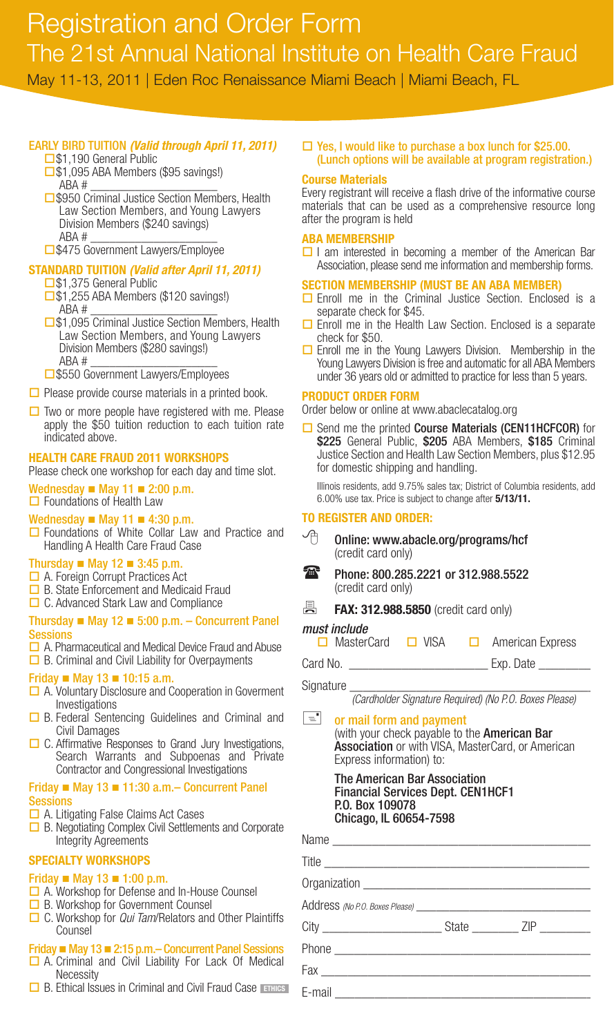# Registration and Order Form

## The 21st Annual National Institute on Health Care Fraud

May 11-13, 2011 | Eden Roc Renaissance Miami Beach | Miami Beach, FL

### EARLY BIRD TUITION *(Valid through April 11, 2011)*

- ☐ $1,190 General Public
- ☐ $1,095 ABA Members ($95 savings!)
  ABA # ____________________
- ☐ $950 Criminal Justice Section Members, Health Law Section Members, and Young Lawyers Division Members ($240 savings)
  ABA # ____________________
- ☐ $475 Government Lawyers/Employee

### STANDARD TUITION *(Valid after April 11, 2011)*

- ☐ $1,375 General Public
- ☐ $1,255 ABA Members ($120 savings!)
  ABA # ____________________
- ☐ $1,095 Criminal Justice Section Members, Health Law Section Members, and Young Lawyers Division Members ($280 savings!)
  ABA # ____________________
- ☐ $550 Government Lawyers/Employees

☐ Please provide course materials in a printed book.

☐ Two or more people have registered with me. Please apply the $50 tuition reduction to each tuition rate indicated above.

### HEALTH CARE FRAUD 2011 WORKSHOPS

Please check one workshop for each day and time slot.

**Wednesday ■ May 11 ■ 2:00 p.m.**

☐ Foundations of Health Law

**Wednesday ■ May 11 ■ 4:30 p.m.**

☐ Foundations of White Collar Law and Practice and Handling A Health Care Fraud Case

**Thursday ■ May 12 ■ 3:45 p.m.**

☐ A. Foreign Corrupt Practices Act
☐ B. State Enforcement and Medicaid Fraud
☐ C. Advanced Stark Law and Compliance

**Thursday ■ May 12 ■ 5:00 p.m. – Concurrent Panel Sessions**

☐ A. Pharmaceutical and Medical Device Fraud and Abuse
☐ B. Criminal and Civil Liability for Overpayments

**Friday ■ May 13 ■ 10:15 a.m.**

☐ A. Voluntary Disclosure and Cooperation in Goverment Investigations
☐ B. Federal Sentencing Guidelines and Criminal and Civil Damages
☐ C. Affirmative Responses to Grand Jury Investigations, Search Warrants and Subpoenas and Private Contractor and Congressional Investigations

**Friday ■ May 13 ■ 11:30 a.m.– Concurrent Panel Sessions**

☐ A. Litigating False Claims Act Cases
☐ B. Negotiating Complex Civil Settlements and Corporate Integrity Agreements

### SPECIALTY WORKSHOPS

**Friday ■ May 13 ■ 1:00 p.m.**

☐ A. Workshop for Defense and In-House Counsel
☐ B. Workshop for Government Counsel
☐ C. Workshop for *Qui Tam*/Relators and Other Plaintiffs Counsel

**Friday ■ May 13 ■ 2:15 p.m.– Concurrent Panel Sessions**

☐ A. Criminal and Civil Liability For Lack Of Medical Necessity
☐ B. Ethical Issues in Criminal and Civil Fraud Case ETHICS

**☐ Yes, I would like to purchase a box lunch for $25.00. (Lunch options will be available at program registration.)**

### Course Materials

Every registrant will receive a flash drive of the informative course materials that can be used as a comprehensive resource long after the program is held

### ABA MEMBERSHIP

☐ I am interested in becoming a member of the American Bar Association, please send me information and membership forms.

### SECTION MEMBERSHIP (MUST BE AN ABA MEMBER)

☐ Enroll me in the Criminal Justice Section. Enclosed is a separate check for $45.
☐ Enroll me in the Health Law Section. Enclosed is a separate check for $50.
☐ Enroll me in the Young Lawyers Division. Membership in the Young Lawyers Division is free and automatic for all ABA Members under 36 years old or admitted to practice for less than 5 years.

### PRODUCT ORDER FORM

Order below or online at www.abaclecatalog.org

☐ Send me the printed **Course Materials (CEN11HCFCOR)** for **$225** General Public, **$205** ABA Members, **$185** Criminal Justice Section and Health Law Section Members, plus $12.95 for domestic shipping and handling.

Illinois residents, add 9.75% sales tax; District of Columbia residents, add 6.00% use tax. Price is subject to change after **5/13/11.**

### TO REGISTER AND ORDER:

**Online: www.abacle.org/programs/hcf** (credit card only)

**Phone: 800.285.2221 or 312.988.5522** (credit card only)

**FAX: 312.988.5850** (credit card only)

*must include*

☐ MasterCard ☐ VISA ☐ American Express

Card No. ____________________ Exp. Date ________

Signature ______________________________
*(Cardholder Signature Required) (No P.O. Boxes Please)*

**or mail form and payment**
(with your check payable to the **American Bar Association** or with VISA, MasterCard, or American Express information) to:

**The American Bar Association**
**Financial Services Dept. CEN1HCF1**
**P.O. Box 109078**
**Chicago, IL 60654-7598**

Name ______________________________

Title ______________________________

Organization ______________________________

Address *(No P.O. Boxes Please)* ______________________________

City ________________ State ________ ZIP ________

Phone ______________________________

Fax ______________________________

E-mail ______________________________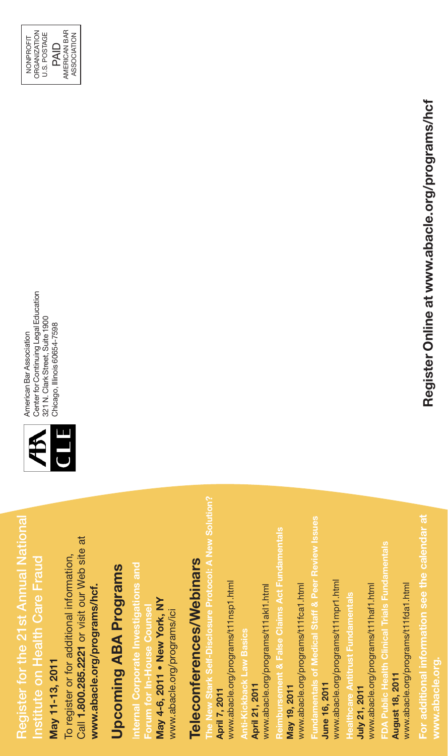## Register for the 21st Annual National Institute on Health Care Fraud

**May 11-13, 2011**

To register or for additional information, Call **1.800.285.2221** or visit our Web site at **www.abacle.org/programs/hcf.**

## Upcoming ABA Programs

**Internal Corporate Investigations and Forum for In-House Counsel**
**May 4-6, 2011 • New York, NY**
www.abacle.org/programs/ici

## Teleconferences/Webinars

**The New Stark Self-Disclosure Protocol: A New Solution?**
**April 7, 2011**
www.abacle.org/programs/t11nsp1.html

**Anti-Kickback Law Basics**
**April 21, 2011**
www.abacle.org/programs/t11akl1.html

**Reimbursement & False Claims Act Fundamentals**
**May 19, 2011**
www.abacle.org/programs/t11fca1.html

**Fundamentals of Medical Staff & Peer Review Issues**
**June 16, 2011**
www.abacle.org/programs/t11mpr1.html

**Healthcare Antitrust Fundamentals**
**July 21, 2011**
www.abacle.org/programs/t11haf1.html

**FDA Public Health Clinical Trials Fundamentals**
**August 18, 2011**
www.abacle.org/programs/t11fda1.html

**For additional information see the calendar at www.abacle.org.**

American Bar Association
Center for Continuing Legal Education
321 N. Clark Street, Suite 1900
Chicago, Illinois 60654-7598

NONPROFIT ORGANIZATION
U.S. POSTAGE
PAID
AMERICAN BAR ASSOCIATION

**Register Online at www.abacle.org/programs/hcf**